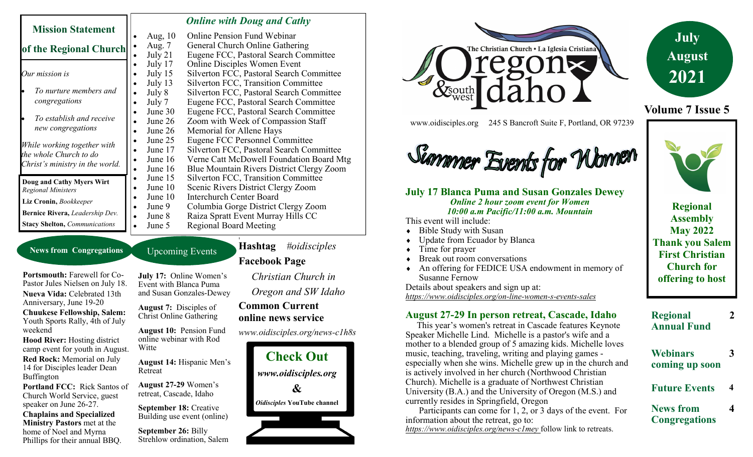## Mission Statement of the Regional Church

*Our mission is*

- *To nurture members and congregations*
- *To establish and receive new congregations*

*While working together with the whole Church to do Christ's ministry in the world.*

**Doug and Cathy Myers Wirt** *Regional Ministers*

**Liz Cronin,** *Bookkeeper*

**Bernice Rivera,** *Leadership Dev.*

**Stacy Shelton,** *Communications*

### *Online with Doug and Cathy*

- Aug, 10 Online Pension Fund Webinar
- Aug. 7 General Church Online Gathering
- July 21 Eugene FCC, Pastoral Search Committee
- July 17 Online Disciples Women Event
- July 15 Silverton FCC, Pastoral Search Committee
- July 13 Silverton FCC, Transition Committee
- July 8 Silverton FCC, Pastoral Search Committee
- July 7 Eugene FCC, Pastoral Search Committee
- June 30 Eugene FCC, Pastoral Search Committee
- June 26 Zoom with Week of Compassion Staff
- June 26 Memorial for Allene Hays
- June 25 Eugene FCC Personnel Committee
- June 17 Silverton FCC, Pastoral Search Committee
- June 16 Verne Catt McDowell Foundation Board Mtg
- June 16 Blue Mountain Rivers District Clergy Zoom
- June 15 Silverton FCC, Transition Committee
- June 15 Scenic Rivers District Clergy Zoom
- June 10 Interchurch Center Board
- June 9 Columbia Gorge District Clergy Zoom
- June 8 Raiza Spratt Event Murray Hills CC
- June 5 Regional Board Meeting

### News from Congregations

**Portsmouth:** Farewell for Co-Pastor Jules Nielsen on July 18.

**Nueva Vida:** Celebrated 13th Anniversary, June 19-20

**Chuukese Fellowship, Salem:** Youth Sports Rally, 4th of July weekend

**Hood River:** Hosting district camp event for youth in August.

**Red Rock:** Memorial on July 14 for Disciples leader Dean Buffington

**Portland FCC:** Rick Santos of Church World Service, guest speaker on June 26-27.

**Chaplains and Specialized Ministry Pastors** met at the home of Noel and Myrna Phillips for their annual BBQ.

### Upcoming Events

**July 17:** Online Women's Event with Blanca Puma and Susan Gonzales-Dewey

**August 7:** Disciples of Christ Online Gathering

**August 10:** Pension Fund online webinar with Rod Witte

**August 14:** Hispanic Men's Retreat

**August 27-29** Women's retreat, Cascade, Idaho

**September 18:** Creative Building use event (online)

**September 26:** Billy Strehlow ordination, Salem

**Hashtag** *#oidisciples*

**Facebook Page**

*Christian Church in Oregon and SW Idaho*

**Common Current online news service**

*www.oidisciples.org/news-c1h8s*

**Check Out**

*www.oidisciples.org*

**&**

*Oidisciples* **YouTube channel**

# The Christian Church • La Iglesia Cristiana Oregon & southwest Idaho

www.oidisciples.org 245 S Bancroft Suite F, Portland, OR 97239

**July August 2021**

**Volume 7 Issue 5**

## Summer Events for Women

### July 17 Blanca Puma and Susan Gonzales Dewey

***Online 2 hour zoom event for Women***
***10:00 a.m Pacific/11:00 a.m. Mountain***

This event will include:

- Bible Study with Susan
- Update from Ecuador by Blanca
- Time for prayer
- Break out room conversations
- An offering for FEDICE USA endowment in memory of Susanne Fernow

Details about speakers and sign up at:
*https://www.oidisciples.org/on-line-women-s-events-sales*

### August 27-29 In person retreat, Cascade, Idaho

This year's women's retreat in Cascade features Keynote Speaker Michelle Lind. Michelle is a pastor's wife and a mother to a blended group of 5 amazing kids. Michelle loves music, teaching, traveling, writing and playing games - especially when she wins. Michelle grew up in the church and is actively involved in her church (Northwood Christian Church). Michelle is a graduate of Northwest Christian University (B.A.) and the University of Oregon (M.S.) and currently resides in Springfield, Oregon

Participants can come for 1, 2, or 3 days of the event. For information about the retreat, go to:
*https://www.oidisciples.org/news-c1mey* follow link to retreats.

**Regional Assembly May 2022 Thank you Salem First Christian Church for offering to host**

| | |
|---|---|
| **Regional Annual Fund** | **2** |
| **Webinars coming up soon** | **3** |
| **Future Events** | **4** |
| **News from Congregations** | **4** |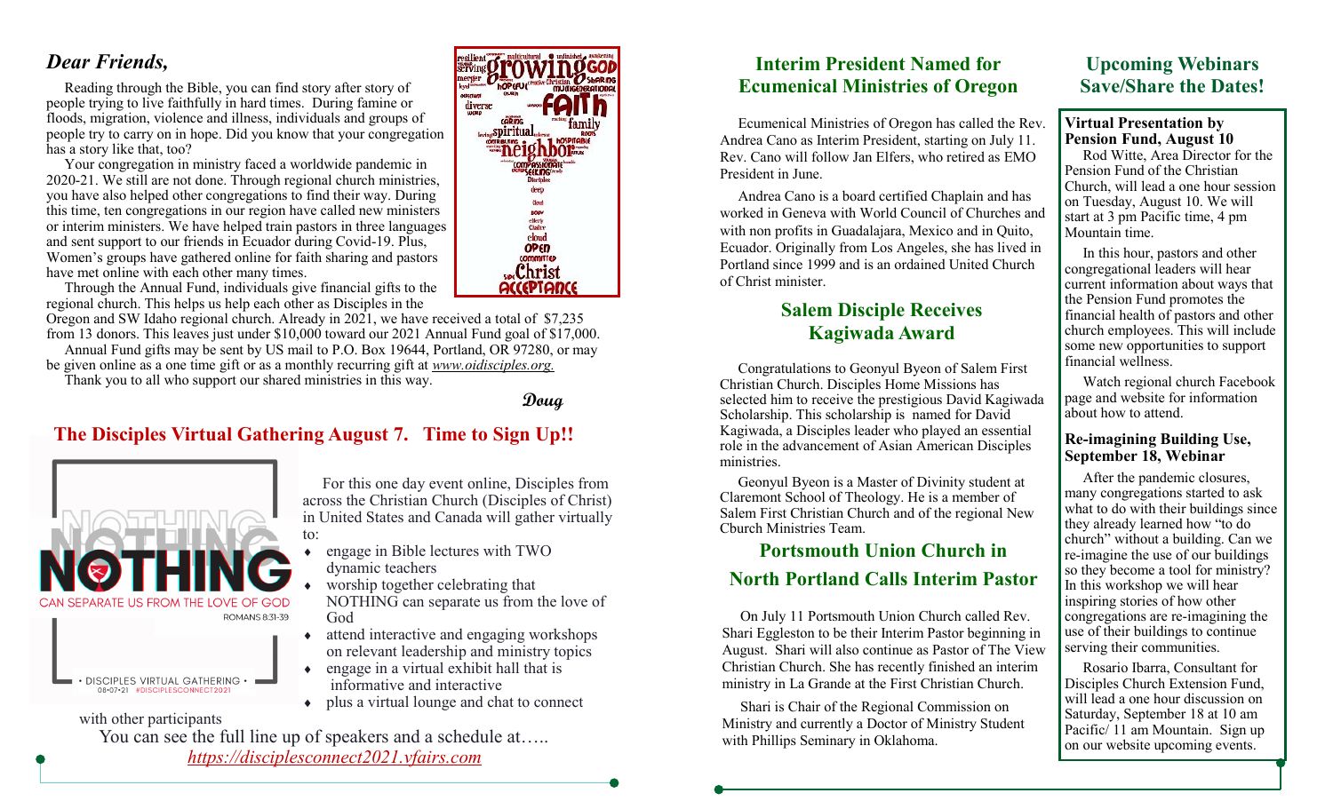## *Dear Friends,*

Reading through the Bible, you can find story after story of people trying to live faithfully in hard times. During famine or floods, migration, violence and illness, individuals and groups of people try to carry on in hope. Did you know that your congregation has a story like that, too?

Your congregation in ministry faced a worldwide pandemic in 2020-21. We still are not done. Through regional church ministries, you have also helped other congregations to find their way. During this time, ten congregations in our region have called new ministers or interim ministers. We have helped train pastors in three languages and sent support to our friends in Ecuador during Covid-19. Plus, Women's groups have gathered online for faith sharing and pastors have met online with each other many times.

Through the Annual Fund, individuals give financial gifts to the regional church. This helps us help each other as Disciples in the Oregon and SW Idaho regional church. Already in 2021, we have received a total of $7,235 from 13 donors. This leaves just under $10,000 toward our 2021 Annual Fund goal of $17,000.

Annual Fund gifts may be sent by US mail to P.O. Box 19644, Portland, OR 97280, or may be given online as a one time gift or as a monthly recurring gift at *www.oidisciples.org.*

Thank you to all who support our shared ministries in this way.

*Doug*

## The Disciples Virtual Gathering August 7. Time to Sign Up!!

For this one day event online, Disciples from across the Christian Church (Disciples of Christ) in United States and Canada will gather virtually to:

- engage in Bible lectures with TWO dynamic teachers
- worship together celebrating that NOTHING can separate us from the love of God
- attend interactive and engaging workshops on relevant leadership and ministry topics
- engage in a virtual exhibit hall that is informative and interactive
- plus a virtual lounge and chat to connect with other participants

You can see the full line up of speakers and a schedule at…..
*https://disciplesconnect2021.vfairs.com*

## Interim President Named for Ecumenical Ministries of Oregon

Ecumenical Ministries of Oregon has called the Rev. Andrea Cano as Interim President, starting on July 11. Rev. Cano will follow Jan Elfers, who retired as EMO President in June.

Andrea Cano is a board certified Chaplain and has worked in Geneva with World Council of Churches and with non profits in Guadalajara, Mexico and in Quito, Ecuador. Originally from Los Angeles, she has lived in Portland since 1999 and is an ordained United Church of Christ minister.

## Salem Disciple Receives Kagiwada Award

Congratulations to Geonyul Byeon of Salem First Christian Church. Disciples Home Missions has selected him to receive the prestigious David Kagiwada Scholarship. This scholarship is named for David Kagiwada, a Disciples leader who played an essential role in the advancement of Asian American Disciples ministries.

Geonyul Byeon is a Master of Divinity student at Claremont School of Theology. He is a member of Salem First Christian Church and of the regional New Cburch Ministries Team.

## Portsmouth Union Church in North Portland Calls Interim Pastor

On July 11 Portsmouth Union Church called Rev. Shari Eggleston to be their Interim Pastor beginning in August. Shari will also continue as Pastor of The View Christian Church. She has recently finished an interim ministry in La Grande at the First Christian Church.

Shari is Chair of the Regional Commission on Ministry and currently a Doctor of Ministry Student with Phillips Seminary in Oklahoma.

## Upcoming Webinars Save/Share the Dates!

### Virtual Presentation by Pension Fund, August 10

Rod Witte, Area Director for the Pension Fund of the Christian Church, will lead a one hour session on Tuesday, August 10. We will start at 3 pm Pacific time, 4 pm Mountain time.

In this hour, pastors and other congregational leaders will hear current information about ways that the Pension Fund promotes the financial health of pastors and other church employees. This will include some new opportunities to support financial wellness.

Watch regional church Facebook page and website for information about how to attend.

### Re-imagining Building Use, September 18, Webinar

After the pandemic closures, many congregations started to ask what to do with their buildings since they already learned how "to do church" without a building. Can we re-imagine the use of our buildings so they become a tool for ministry? In this workshop we will hear inspiring stories of how other congregations are re-imagining the use of their buildings to continue serving their communities.

Rosario Ibarra, Consultant for Disciples Church Extension Fund, will lead a one hour discussion on Saturday, September 18 at 10 am Pacific/ 11 am Mountain. Sign up on our website upcoming events.